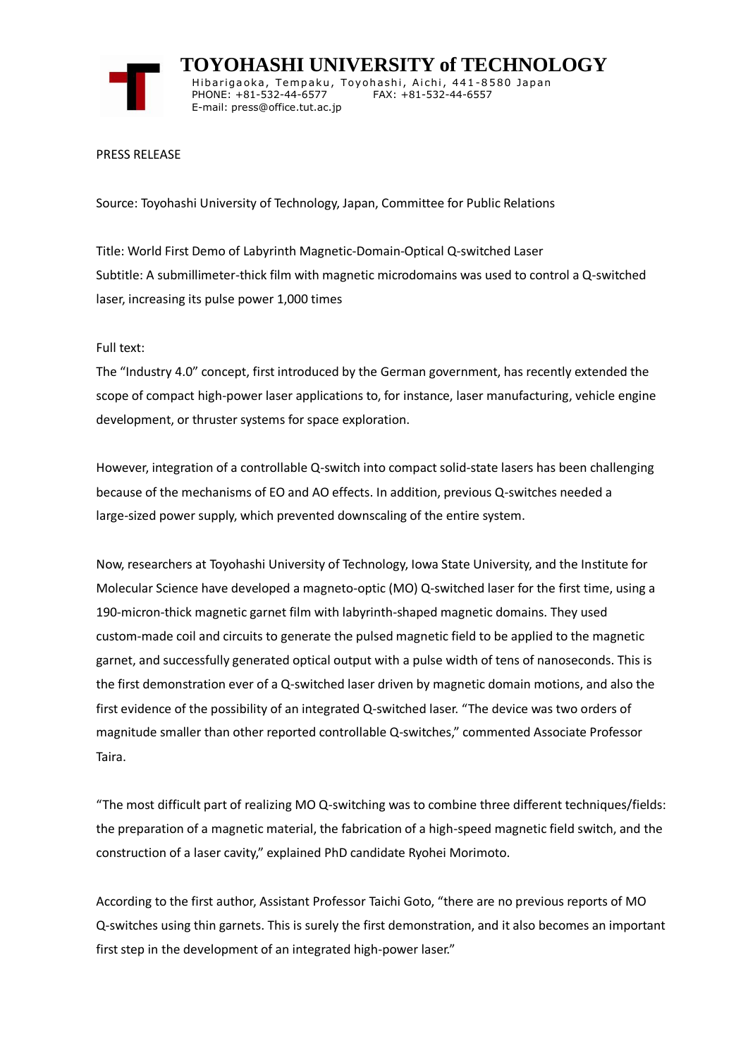# TOYOHASHI UNIVERSITY of TECHNOLOGY

Hibarigaoka, Tempaku, Toyohashi, Aichi, 441-8580 Japan
PHONE: +81-532-44-6577 FAX: +81-532-44-6557
E-mail: press@office.tut.ac.jp

PRESS RELEASE

Source: Toyohashi University of Technology, Japan, Committee for Public Relations

Title: World First Demo of Labyrinth Magnetic-Domain-Optical Q-switched Laser
Subtitle: A submillimeter-thick film with magnetic microdomains was used to control a Q-switched laser, increasing its pulse power 1,000 times

Full text:
The "Industry 4.0" concept, first introduced by the German government, has recently extended the scope of compact high-power laser applications to, for instance, laser manufacturing, vehicle engine development, or thruster systems for space exploration.

However, integration of a controllable Q-switch into compact solid-state lasers has been challenging because of the mechanisms of EO and AO effects. In addition, previous Q-switches needed a large-sized power supply, which prevented downscaling of the entire system.

Now, researchers at Toyohashi University of Technology, Iowa State University, and the Institute for Molecular Science have developed a magneto-optic (MO) Q-switched laser for the first time, using a 190-micron-thick magnetic garnet film with labyrinth-shaped magnetic domains. They used custom-made coil and circuits to generate the pulsed magnetic field to be applied to the magnetic garnet, and successfully generated optical output with a pulse width of tens of nanoseconds. This is the first demonstration ever of a Q-switched laser driven by magnetic domain motions, and also the first evidence of the possibility of an integrated Q-switched laser. "The device was two orders of magnitude smaller than other reported controllable Q-switches," commented Associate Professor Taira.

"The most difficult part of realizing MO Q-switching was to combine three different techniques/fields: the preparation of a magnetic material, the fabrication of a high-speed magnetic field switch, and the construction of a laser cavity," explained PhD candidate Ryohei Morimoto.

According to the first author, Assistant Professor Taichi Goto, "there are no previous reports of MO Q-switches using thin garnets. This is surely the first demonstration, and it also becomes an important first step in the development of an integrated high-power laser."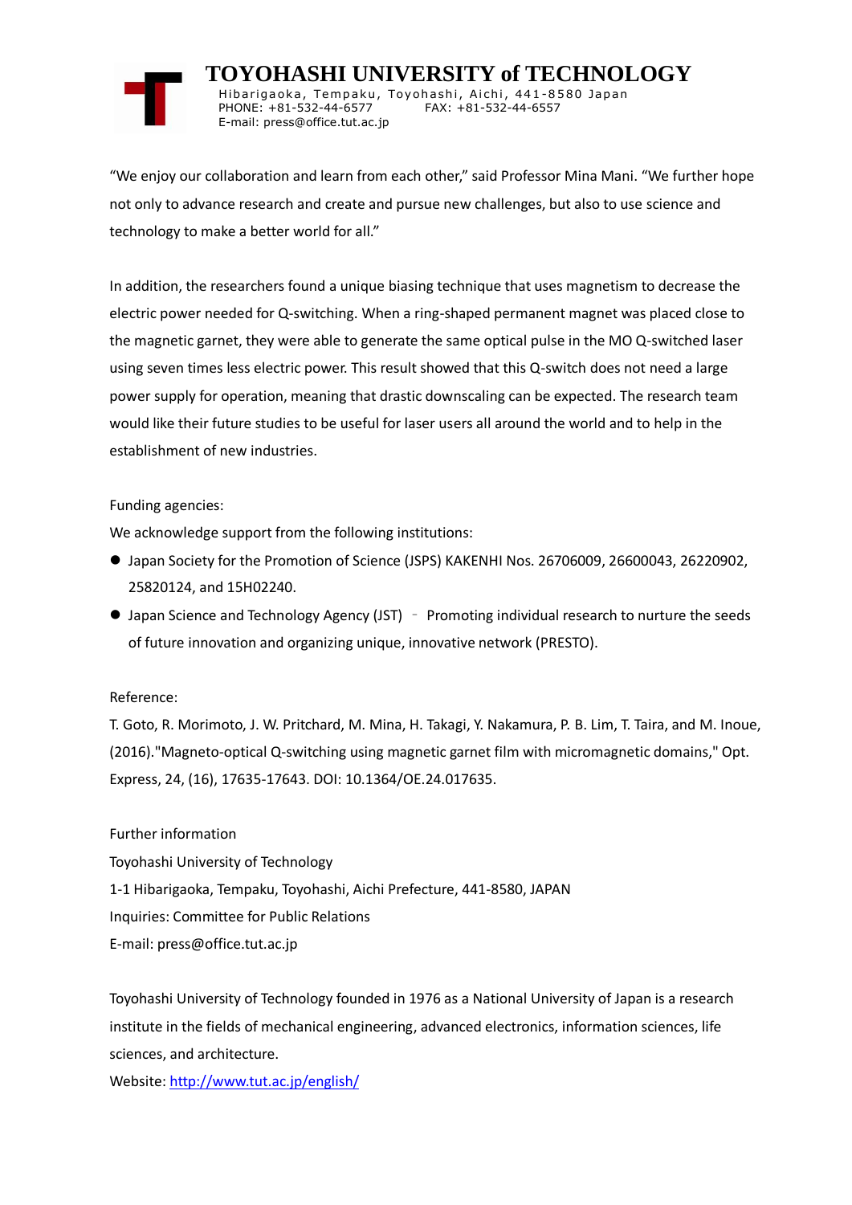“We enjoy our collaboration and learn from each other,” said Professor Mina Mani. “We further hope not only to advance research and create and pursue new challenges, but also to use science and technology to make a better world for all.”

In addition, the researchers found a unique biasing technique that uses magnetism to decrease the electric power needed for Q-switching. When a ring-shaped permanent magnet was placed close to the magnetic garnet, they were able to generate the same optical pulse in the MO Q-switched laser using seven times less electric power. This result showed that this Q-switch does not need a large power supply for operation, meaning that drastic downscaling can be expected. The research team would like their future studies to be useful for laser users all around the world and to help in the establishment of new industries.

Funding agencies:

We acknowledge support from the following institutions:

- Japan Society for the Promotion of Science (JSPS) KAKENHI Nos. 26706009, 26600043, 26220902, 25820124, and 15H02240.
- Japan Science and Technology Agency (JST) – Promoting individual research to nurture the seeds of future innovation and organizing unique, innovative network (PRESTO).

Reference:

T. Goto, R. Morimoto, J. W. Pritchard, M. Mina, H. Takagi, Y. Nakamura, P. B. Lim, T. Taira, and M. Inoue, (2016)."Magneto-optical Q-switching using magnetic garnet film with micromagnetic domains," Opt. Express, 24, (16), 17635-17643. DOI: 10.1364/OE.24.017635.

Further information

Toyohashi University of Technology

1-1 Hibarigaoka, Tempaku, Toyohashi, Aichi Prefecture, 441-8580, JAPAN

Inquiries: Committee for Public Relations

E-mail: press@office.tut.ac.jp

Toyohashi University of Technology founded in 1976 as a National University of Japan is a research institute in the fields of mechanical engineering, advanced electronics, information sciences, life sciences, and architecture.

Website: http://www.tut.ac.jp/english/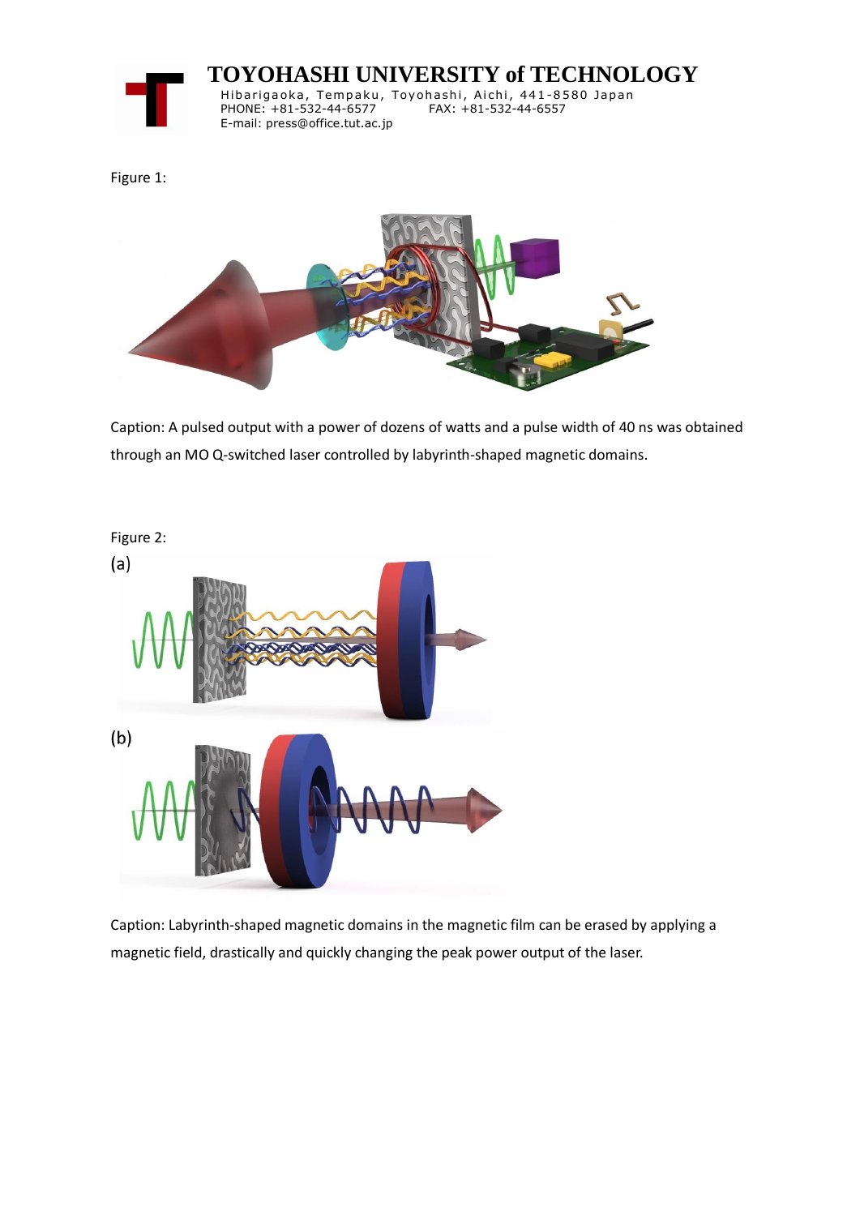Figure 1:

Caption: A pulsed output with a power of dozens of watts and a pulse width of 40 ns was obtained through an MO Q-switched laser controlled by labyrinth-shaped magnetic domains.

Figure 2:

(a)

(b)

Caption: Labyrinth-shaped magnetic domains in the magnetic film can be erased by applying a magnetic field, drastically and quickly changing the peak power output of the laser.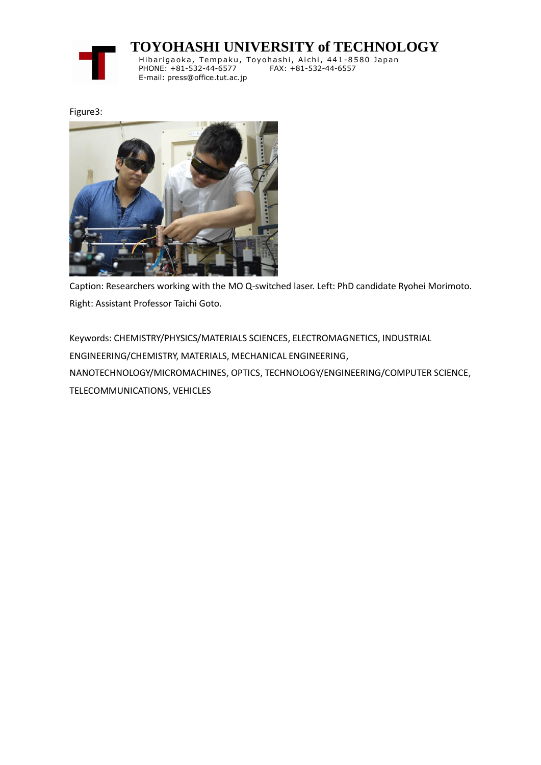Figure3:

Caption: Researchers working with the MO Q-switched laser. Left: PhD candidate Ryohei Morimoto. Right: Assistant Professor Taichi Goto.

Keywords: CHEMISTRY/PHYSICS/MATERIALS SCIENCES, ELECTROMAGNETICS, INDUSTRIAL ENGINEERING/CHEMISTRY, MATERIALS, MECHANICAL ENGINEERING, NANOTECHNOLOGY/MICROMACHINES, OPTICS, TECHNOLOGY/ENGINEERING/COMPUTER SCIENCE, TELECOMMUNICATIONS, VEHICLES